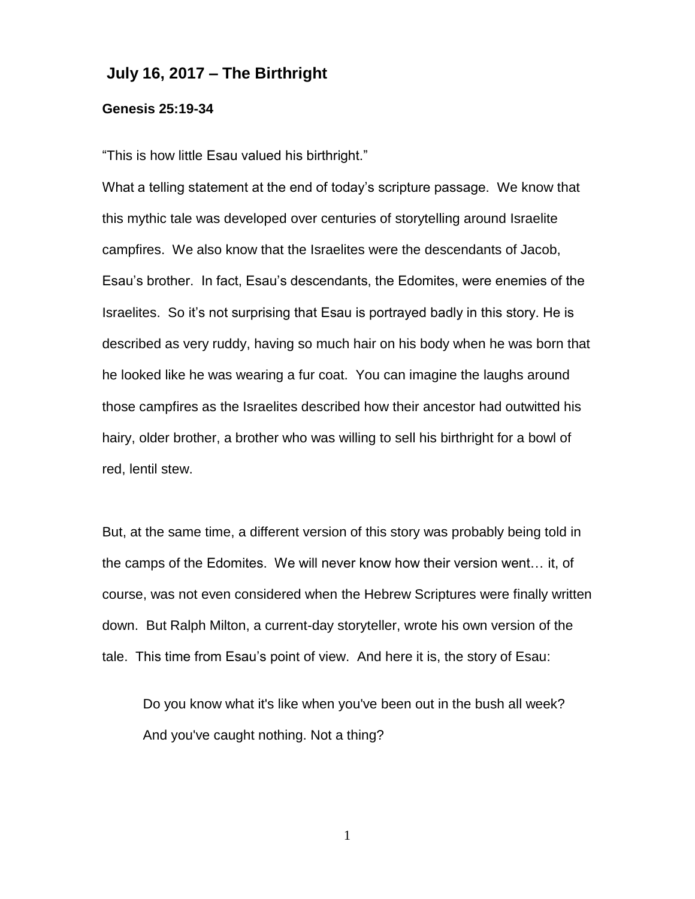## July 16, 2017 – The Birthright

**Genesis 25:19-34**

"This is how little Esau valued his birthright."

What a telling statement at the end of today's scripture passage. We know that this mythic tale was developed over centuries of storytelling around Israelite campfires. We also know that the Israelites were the descendants of Jacob, Esau's brother. In fact, Esau's descendants, the Edomites, were enemies of the Israelites. So it's not surprising that Esau is portrayed badly in this story. He is described as very ruddy, having so much hair on his body when he was born that he looked like he was wearing a fur coat. You can imagine the laughs around those campfires as the Israelites described how their ancestor had outwitted his hairy, older brother, a brother who was willing to sell his birthright for a bowl of red, lentil stew.

But, at the same time, a different version of this story was probably being told in the camps of the Edomites. We will never know how their version went… it, of course, was not even considered when the Hebrew Scriptures were finally written down. But Ralph Milton, a current-day storyteller, wrote his own version of the tale. This time from Esau's point of view. And here it is, the story of Esau:

> Do you know what it's like when you've been out in the bush all week? And you've caught nothing. Not a thing?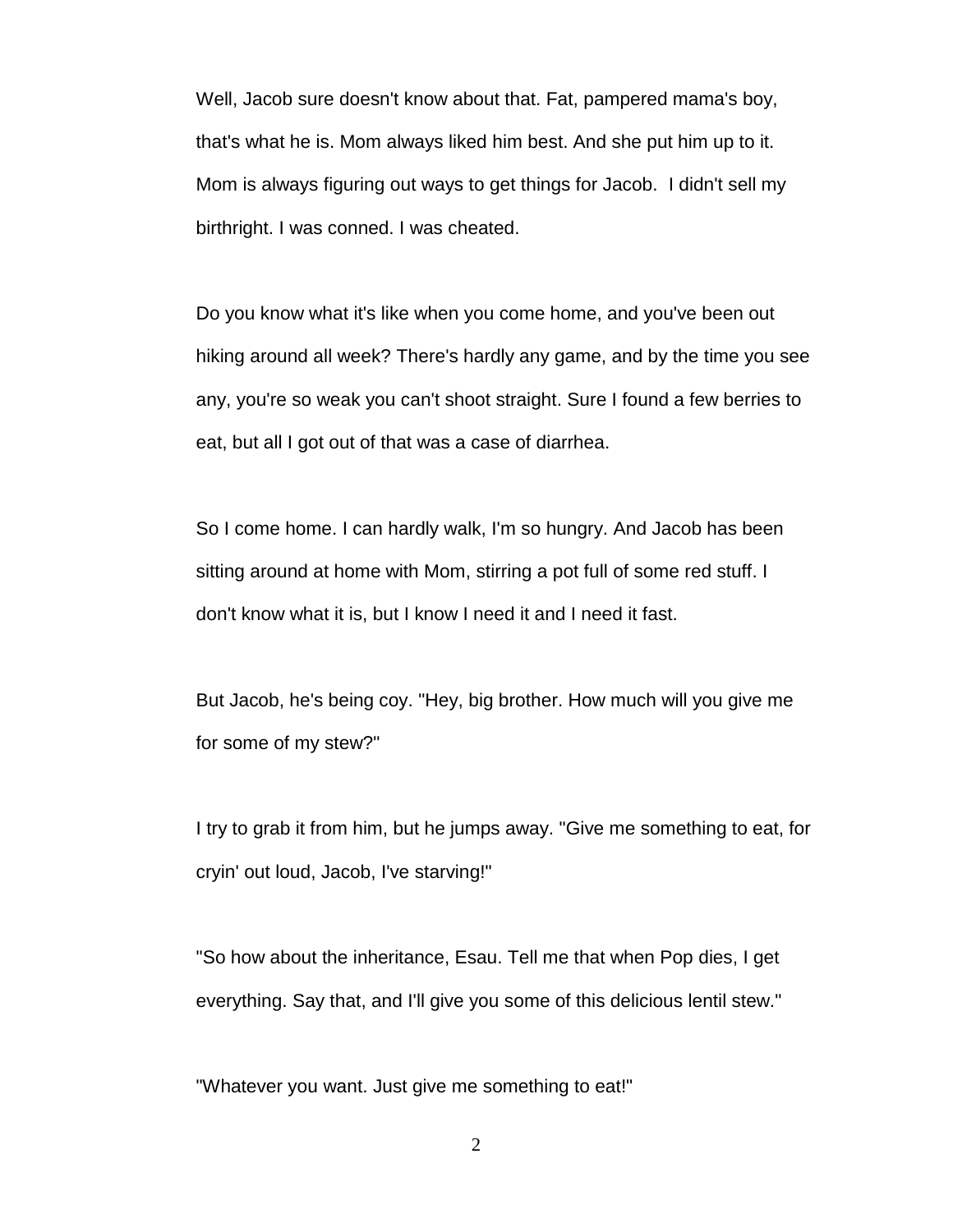Well, Jacob sure doesn't know about that. Fat, pampered mama's boy, that's what he is. Mom always liked him best. And she put him up to it. Mom is always figuring out ways to get things for Jacob.  I didn't sell my birthright. I was conned. I was cheated.

Do you know what it's like when you come home, and you've been out hiking around all week? There's hardly any game, and by the time you see any, you're so weak you can't shoot straight. Sure I found a few berries to eat, but all I got out of that was a case of diarrhea.

So I come home. I can hardly walk, I'm so hungry. And Jacob has been sitting around at home with Mom, stirring a pot full of some red stuff. I don't know what it is, but I know I need it and I need it fast.

But Jacob, he's being coy. "Hey, big brother. How much will you give me for some of my stew?"

I try to grab it from him, but he jumps away. "Give me something to eat, for cryin' out loud, Jacob, I've starving!"

"So how about the inheritance, Esau. Tell me that when Pop dies, I get everything. Say that, and I'll give you some of this delicious lentil stew."

"Whatever you want. Just give me something to eat!"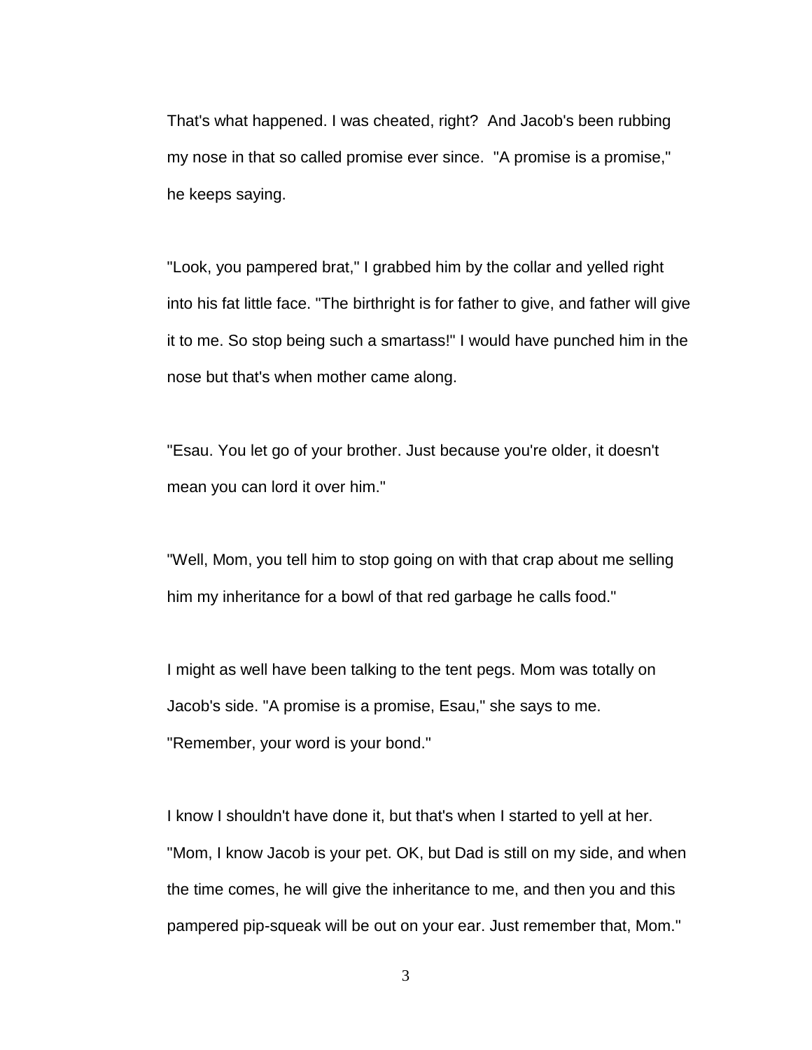That's what happened. I was cheated, right? And Jacob's been rubbing my nose in that so called promise ever since. "A promise is a promise," he keeps saying.

"Look, you pampered brat," I grabbed him by the collar and yelled right into his fat little face. "The birthright is for father to give, and father will give it to me. So stop being such a smartass!" I would have punched him in the nose but that's when mother came along.

"Esau. You let go of your brother. Just because you're older, it doesn't mean you can lord it over him."

"Well, Mom, you tell him to stop going on with that crap about me selling him my inheritance for a bowl of that red garbage he calls food."

I might as well have been talking to the tent pegs. Mom was totally on Jacob's side. "A promise is a promise, Esau," she says to me. "Remember, your word is your bond."

I know I shouldn't have done it, but that's when I started to yell at her. "Mom, I know Jacob is your pet. OK, but Dad is still on my side, and when the time comes, he will give the inheritance to me, and then you and this pampered pip-squeak will be out on your ear. Just remember that, Mom."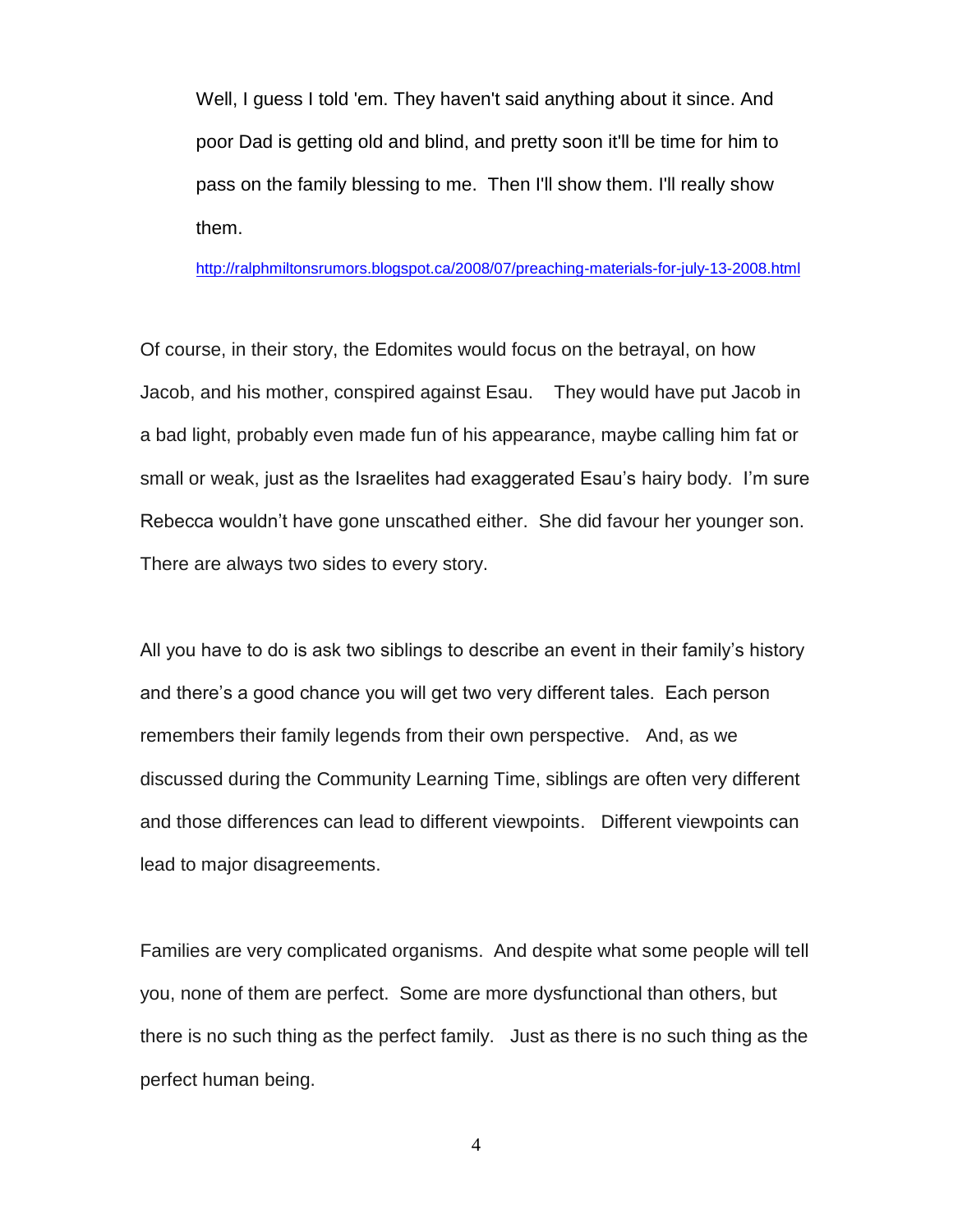> Well, I guess I told 'em. They haven't said anything about it since. And poor Dad is getting old and blind, and pretty soon it'll be time for him to pass on the family blessing to me. Then I'll show them. I'll really show them.
>
> http://ralphmiltonsrumors.blogspot.ca/2008/07/preaching-materials-for-july-13-2008.html

Of course, in their story, the Edomites would focus on the betrayal, on how Jacob, and his mother, conspired against Esau. They would have put Jacob in a bad light, probably even made fun of his appearance, maybe calling him fat or small or weak, just as the Israelites had exaggerated Esau's hairy body. I'm sure Rebecca wouldn't have gone unscathed either. She did favour her younger son. There are always two sides to every story.

All you have to do is ask two siblings to describe an event in their family's history and there's a good chance you will get two very different tales. Each person remembers their family legends from their own perspective. And, as we discussed during the Community Learning Time, siblings are often very different and those differences can lead to different viewpoints. Different viewpoints can lead to major disagreements.

Families are very complicated organisms. And despite what some people will tell you, none of them are perfect. Some are more dysfunctional than others, but there is no such thing as the perfect family. Just as there is no such thing as the perfect human being.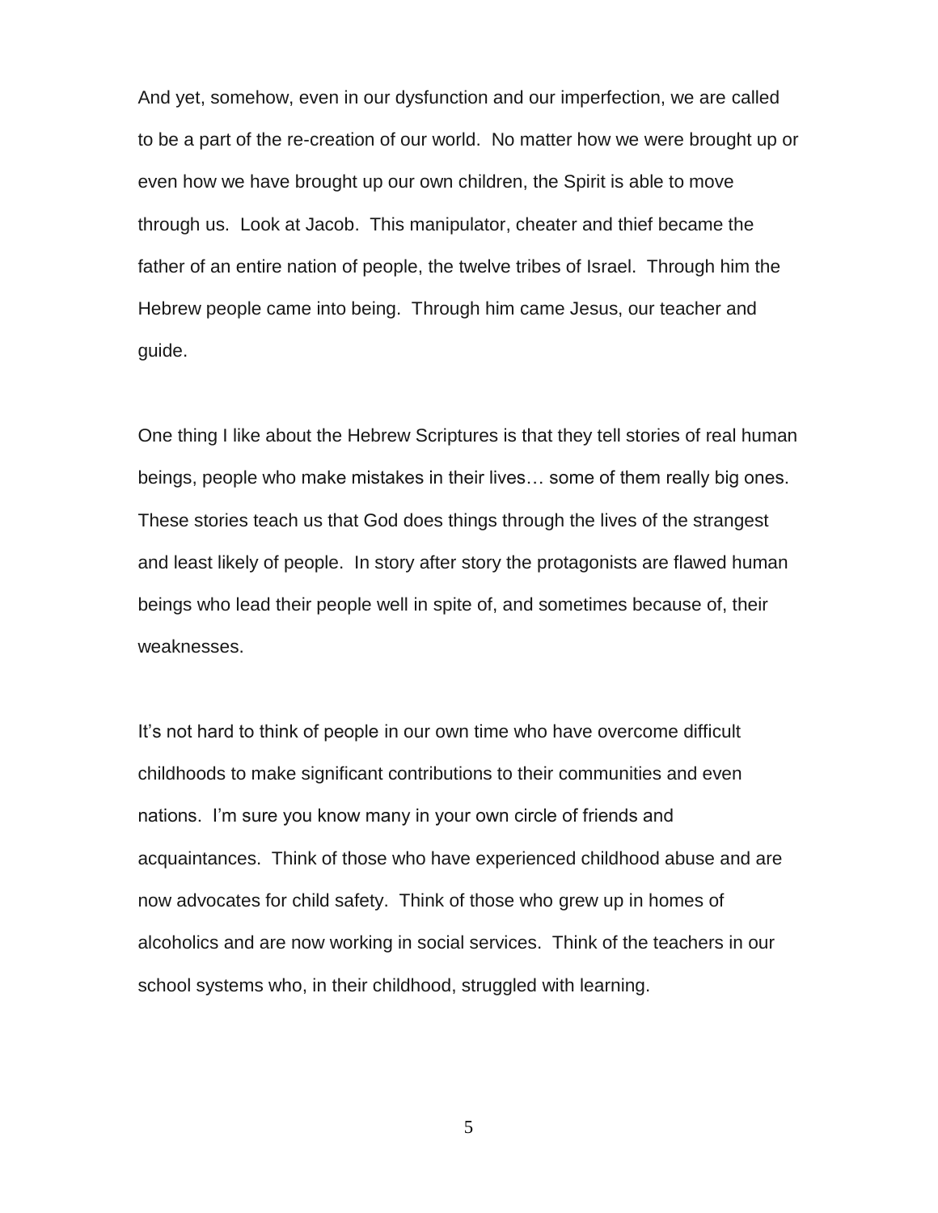And yet, somehow, even in our dysfunction and our imperfection, we are called to be a part of the re-creation of our world. No matter how we were brought up or even how we have brought up our own children, the Spirit is able to move through us. Look at Jacob. This manipulator, cheater and thief became the father of an entire nation of people, the twelve tribes of Israel. Through him the Hebrew people came into being. Through him came Jesus, our teacher and guide.

One thing I like about the Hebrew Scriptures is that they tell stories of real human beings, people who make mistakes in their lives… some of them really big ones. These stories teach us that God does things through the lives of the strangest and least likely of people. In story after story the protagonists are flawed human beings who lead their people well in spite of, and sometimes because of, their weaknesses.

It's not hard to think of people in our own time who have overcome difficult childhoods to make significant contributions to their communities and even nations. I'm sure you know many in your own circle of friends and acquaintances. Think of those who have experienced childhood abuse and are now advocates for child safety. Think of those who grew up in homes of alcoholics and are now working in social services. Think of the teachers in our school systems who, in their childhood, struggled with learning.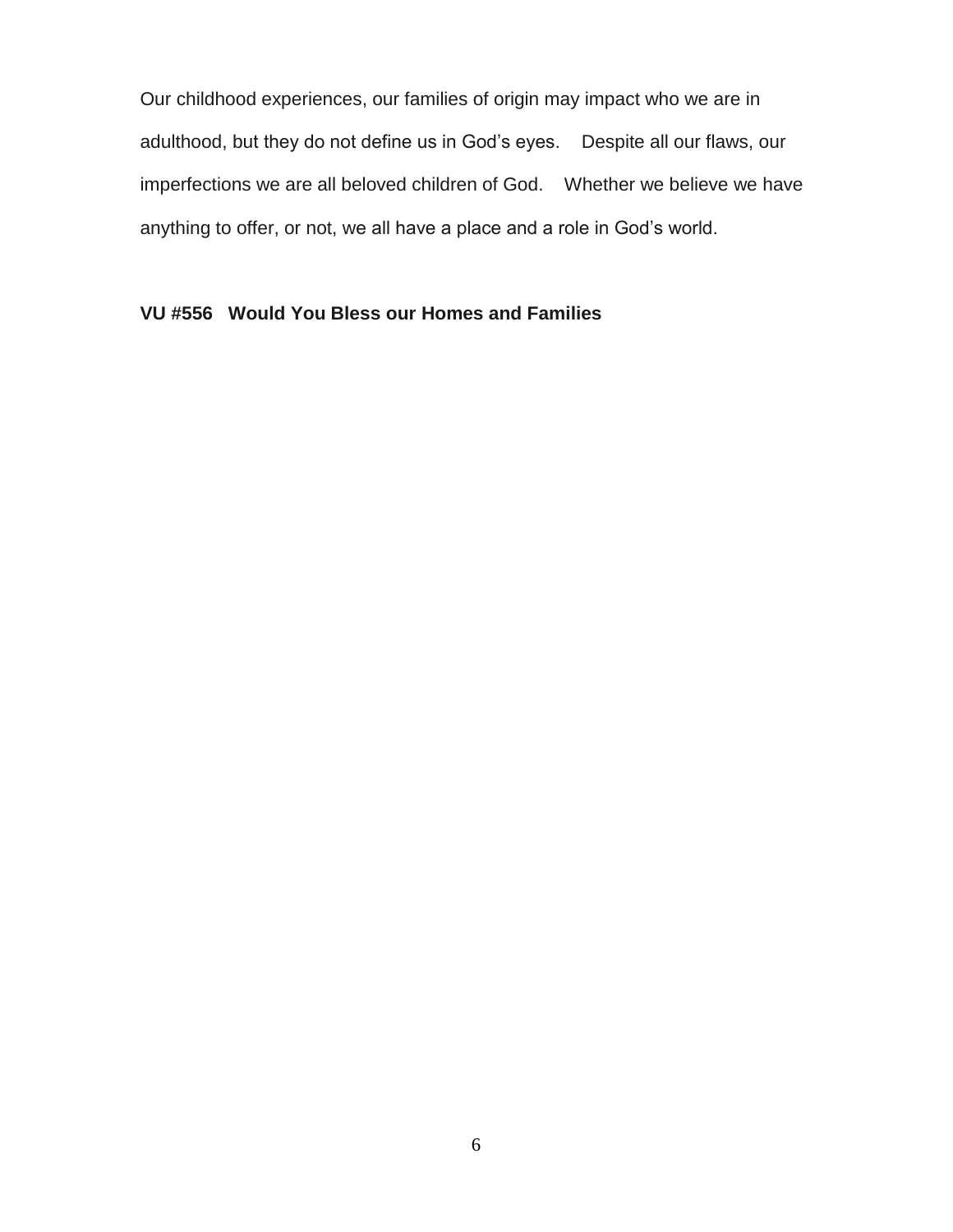Our childhood experiences, our families of origin may impact who we are in adulthood, but they do not define us in God's eyes. Despite all our flaws, our imperfections we are all beloved children of God. Whether we believe we have anything to offer, or not, we all have a place and a role in God's world.

**VU #556 Would You Bless our Homes and Families**